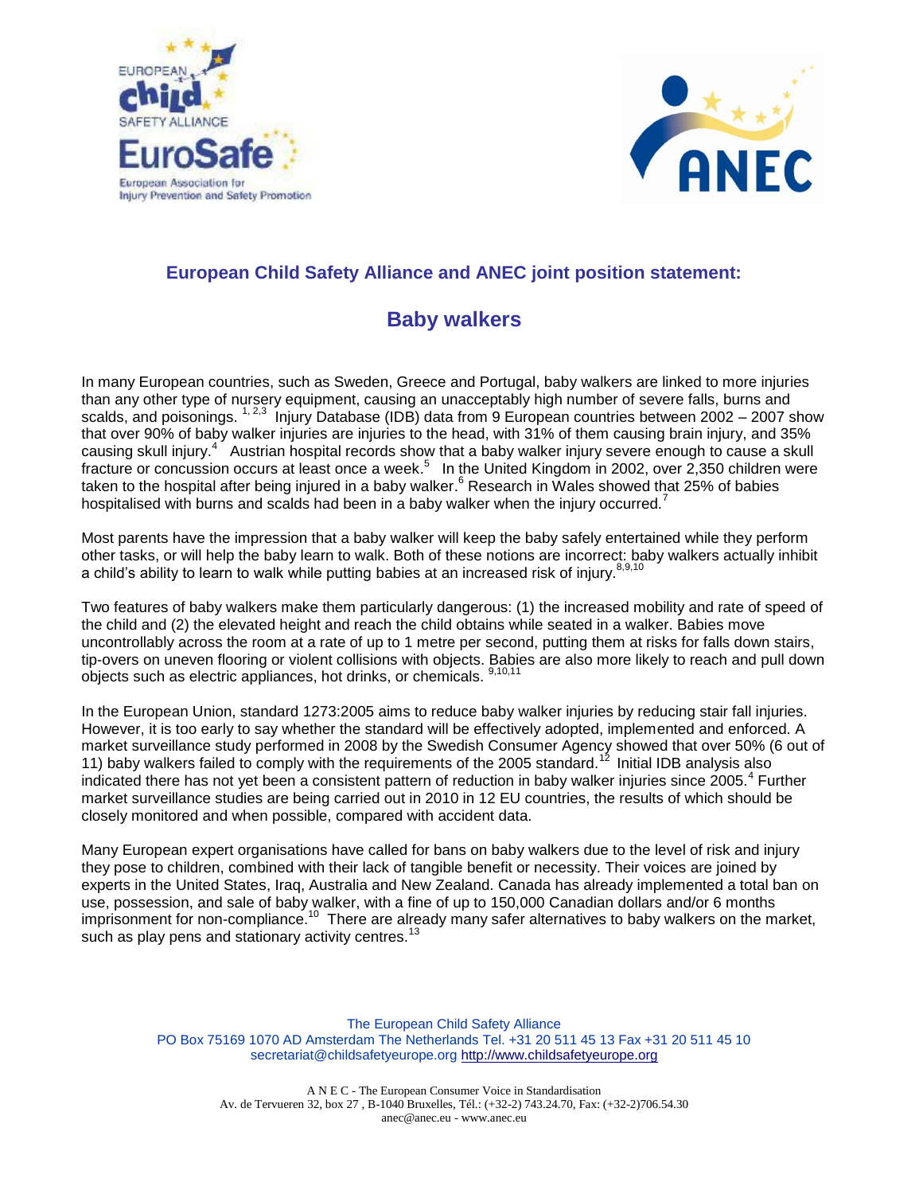## European Child Safety Alliance and ANEC joint position statement:

# Baby walkers

In many European countries, such as Sweden, Greece and Portugal, baby walkers are linked to more injuries than any other type of nursery equipment, causing an unacceptably high number of severe falls, burns and scalds, and poisonings.[1, 2,3] Injury Database (IDB) data from 9 European countries between 2002 – 2007 show that over 90% of baby walker injuries are injuries to the head, with 31% of them causing brain injury, and 35% causing skull injury.[4] Austrian hospital records show that a baby walker injury severe enough to cause a skull fracture or concussion occurs at least once a week.[5] In the United Kingdom in 2002, over 2,350 children were taken to the hospital after being injured in a baby walker.[6] Research in Wales showed that 25% of babies hospitalised with burns and scalds had been in a baby walker when the injury occurred.[7]

Most parents have the impression that a baby walker will keep the baby safely entertained while they perform other tasks, or will help the baby learn to walk. Both of these notions are incorrect: baby walkers actually inhibit a child's ability to learn to walk while putting babies at an increased risk of injury.[8,9,10]

Two features of baby walkers make them particularly dangerous: (1) the increased mobility and rate of speed of the child and (2) the elevated height and reach the child obtains while seated in a walker. Babies move uncontrollably across the room at a rate of up to 1 metre per second, putting them at risks for falls down stairs, tip-overs on uneven flooring or violent collisions with objects. Babies are also more likely to reach and pull down objects such as electric appliances, hot drinks, or chemicals. [9,10,11]

In the European Union, standard 1273:2005 aims to reduce baby walker injuries by reducing stair fall injuries. However, it is too early to say whether the standard will be effectively adopted, implemented and enforced. A market surveillance study performed in 2008 by the Swedish Consumer Agency showed that over 50% (6 out of 11) baby walkers failed to comply with the requirements of the 2005 standard.[12] Initial IDB analysis also indicated there has not yet been a consistent pattern of reduction in baby walker injuries since 2005.[4] Further market surveillance studies are being carried out in 2010 in 12 EU countries, the results of which should be closely monitored and when possible, compared with accident data.

Many European expert organisations have called for bans on baby walkers due to the level of risk and injury they pose to children, combined with their lack of tangible benefit or necessity. Their voices are joined by experts in the United States, Iraq, Australia and New Zealand. Canada has already implemented a total ban on use, possession, and sale of baby walker, with a fine of up to 150,000 Canadian dollars and/or 6 months imprisonment for non-compliance.[10] There are already many safer alternatives to baby walkers on the market, such as play pens and stationary activity centres.[13]

The European Child Safety Alliance
PO Box 75169 1070 AD Amsterdam The Netherlands Tel. +31 20 511 45 13 Fax +31 20 511 45 10
secretariat@childsafetyeurope.org http://www.childsafetyeurope.org

A N E C - The European Consumer Voice in Standardisation
Av. de Tervueren 32, box 27 , B-1040 Bruxelles, Tél.: (+32-2) 743.24.70, Fax: (+32-2)706.54.30
anec@anec.eu - www.anec.eu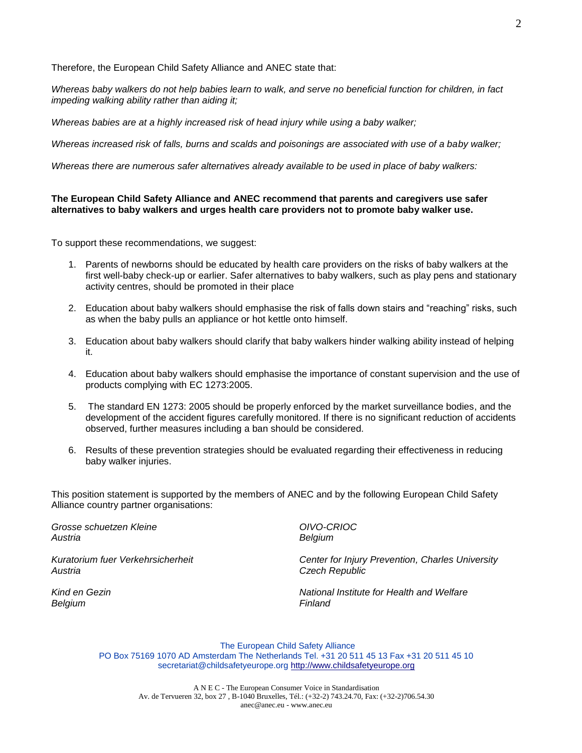Therefore, the European Child Safety Alliance and ANEC state that:

*Whereas baby walkers do not help babies learn to walk, and serve no beneficial function for children, in fact impeding walking ability rather than aiding it;*

*Whereas babies are at a highly increased risk of head injury while using a baby walker;*

*Whereas increased risk of falls, burns and scalds and poisonings are associated with use of a baby walker;*

*Whereas there are numerous safer alternatives already available to be used in place of baby walkers:*

**The European Child Safety Alliance and ANEC recommend that parents and caregivers use safer alternatives to baby walkers and urges health care providers not to promote baby walker use.**

To support these recommendations, we suggest:

1. Parents of newborns should be educated by health care providers on the risks of baby walkers at the first well-baby check-up or earlier. Safer alternatives to baby walkers, such as play pens and stationary activity centres, should be promoted in their place
2. Education about baby walkers should emphasise the risk of falls down stairs and "reaching" risks, such as when the baby pulls an appliance or hot kettle onto himself.
3. Education about baby walkers should clarify that baby walkers hinder walking ability instead of helping it.
4. Education about baby walkers should emphasise the importance of constant supervision and the use of products complying with EC 1273:2005.
5. The standard EN 1273: 2005 should be properly enforced by the market surveillance bodies, and the development of the accident figures carefully monitored. If there is no significant reduction of accidents observed, further measures including a ban should be considered.
6. Results of these prevention strategies should be evaluated regarding their effectiveness in reducing baby walker injuries.

This position statement is supported by the members of ANEC and by the following European Child Safety Alliance country partner organisations:

*Grosse schuetzen Kleine*
*Austria*

*Kuratorium fuer Verkehrsicherheit*
*Austria*

*Kind en Gezin*
*Belgium*

*OIVO-CRIOC*
*Belgium*

*Center for Injury Prevention, Charles University*
*Czech Republic*

*National Institute for Health and Welfare*
*Finland*

The European Child Safety Alliance
PO Box 75169 1070 AD Amsterdam The Netherlands Tel. +31 20 511 45 13 Fax +31 20 511 45 10
secretariat@childsafetyeurope.org http://www.childsafetyeurope.org

A N E C - The European Consumer Voice in Standardisation
Av. de Tervueren 32, box 27 , B-1040 Bruxelles, Tél.: (+32-2) 743.24.70, Fax: (+32-2)706.54.30
anec@anec.eu - www.anec.eu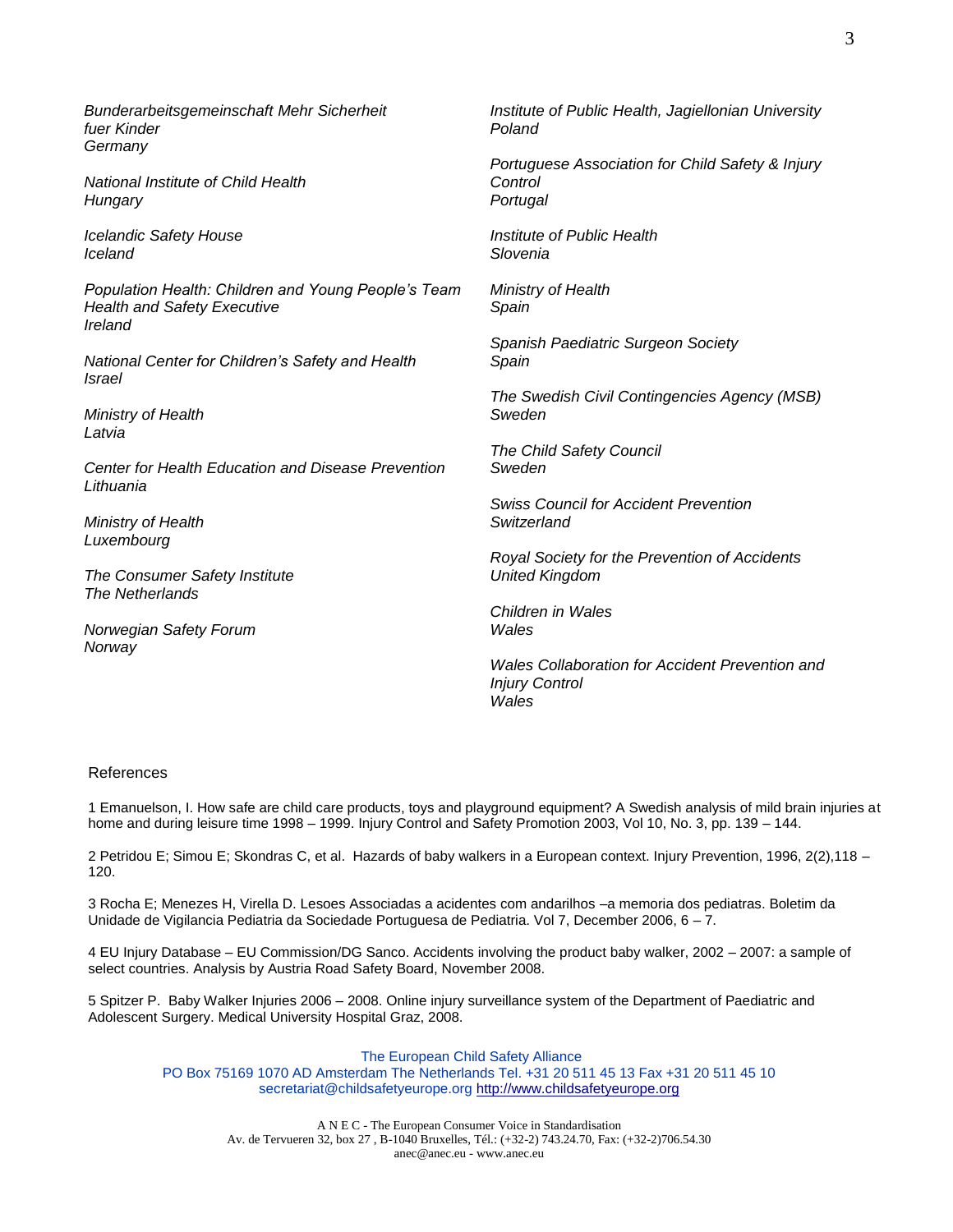*Bunderarbeitsgemeinschaft Mehr Sicherheit fuer Kinder*
*Germany*

*National Institute of Child Health*
*Hungary*

*Icelandic Safety House*
*Iceland*

*Population Health: Children and Young People's Team*
*Health and Safety Executive*
*Ireland*

*National Center for Children's Safety and Health*
*Israel*

*Ministry of Health*
*Latvia*

*Center for Health Education and Disease Prevention*
*Lithuania*

*Ministry of Health*
*Luxembourg*

*The Consumer Safety Institute*
*The Netherlands*

*Norwegian Safety Forum*
*Norway*

*Institute of Public Health, Jagiellonian University*
*Poland*

*Portuguese Association for Child Safety & Injury Control*
*Portugal*

*Institute of Public Health*
*Slovenia*

*Ministry of Health*
*Spain*

*Spanish Paediatric Surgeon Society*
*Spain*

*The Swedish Civil Contingencies Agency (MSB)*
*Sweden*

*The Child Safety Council*
*Sweden*

*Swiss Council for Accident Prevention*
*Switzerland*

*Royal Society for the Prevention of Accidents*
*United Kingdom*

*Children in Wales*
*Wales*

*Wales Collaboration for Accident Prevention and Injury Control*
*Wales*

References

1 Emanuelson, I. How safe are child care products, toys and playground equipment? A Swedish analysis of mild brain injuries at home and during leisure time 1998 – 1999. Injury Control and Safety Promotion 2003, Vol 10, No. 3, pp. 139 – 144.

2 Petridou E; Simou E; Skondras C, et al. Hazards of baby walkers in a European context. Injury Prevention, 1996, 2(2),118 – 120.

3 Rocha E; Menezes H, Virella D. Lesoes Associadas a acidentes com andarilhos –a memoria dos pediatras. Boletim da Unidade de Vigilancia Pediatria da Sociedade Portuguesa de Pediatria. Vol 7, December 2006, 6 – 7.

4 EU Injury Database – EU Commission/DG Sanco. Accidents involving the product baby walker, 2002 – 2007: a sample of select countries. Analysis by Austria Road Safety Board, November 2008.

5 Spitzer P. Baby Walker Injuries 2006 – 2008. Online injury surveillance system of the Department of Paediatric and Adolescent Surgery. Medical University Hospital Graz, 2008.

The European Child Safety Alliance
PO Box 75169 1070 AD Amsterdam The Netherlands Tel. +31 20 511 45 13 Fax +31 20 511 45 10
secretariat@childsafetyeurope.org http://www.childsafetyeurope.org

A N E C - The European Consumer Voice in Standardisation
Av. de Tervueren 32, box 27 , B-1040 Bruxelles, Tél.: (+32-2) 743.24.70, Fax: (+32-2)706.54.30
anec@anec.eu - www.anec.eu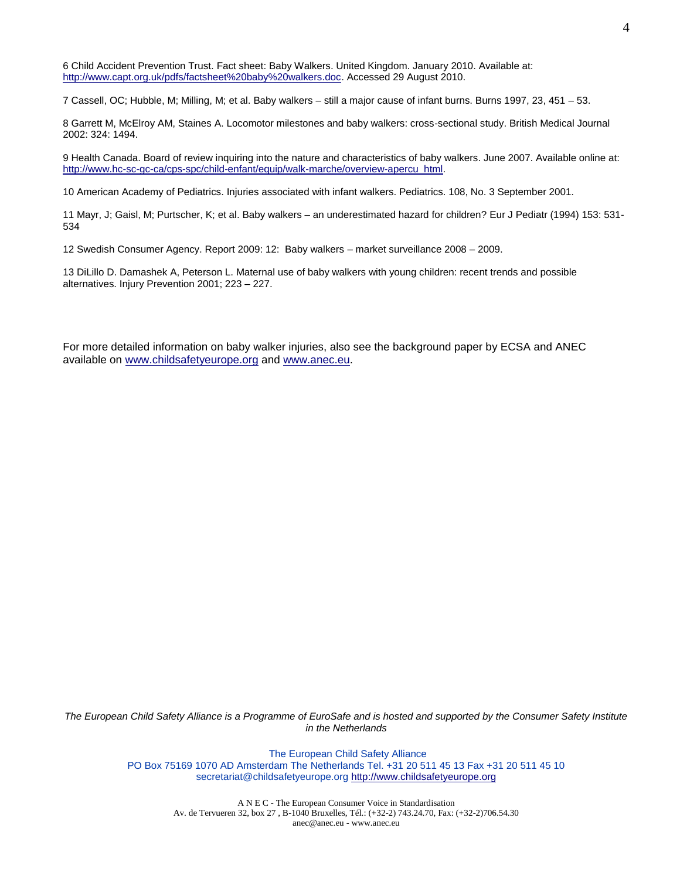6 Child Accident Prevention Trust. Fact sheet: Baby Walkers. United Kingdom. January 2010. Available at: http://www.capt.org.uk/pdfs/factsheet%20baby%20walkers.doc. Accessed 29 August 2010.

7 Cassell, OC; Hubble, M; Milling, M; et al. Baby walkers – still a major cause of infant burns. Burns 1997, 23, 451 – 53.

8 Garrett M, McElroy AM, Staines A. Locomotor milestones and baby walkers: cross-sectional study. British Medical Journal 2002: 324: 1494.

9 Health Canada. Board of review inquiring into the nature and characteristics of baby walkers. June 2007. Available online at: http://www.hc-sc-gc-ca/cps-spc/child-enfant/equip/walk-marche/overview-apercu_html.

10 American Academy of Pediatrics. Injuries associated with infant walkers. Pediatrics. 108, No. 3 September 2001.

11 Mayr, J; Gaisl, M; Purtscher, K; et al. Baby walkers – an underestimated hazard for children? Eur J Pediatr (1994) 153: 531-534

12 Swedish Consumer Agency. Report 2009: 12: Baby walkers – market surveillance 2008 – 2009.

13 DiLillo D. Damashek A, Peterson L. Maternal use of baby walkers with young children: recent trends and possible alternatives. Injury Prevention 2001; 223 – 227.

For more detailed information on baby walker injuries, also see the background paper by ECSA and ANEC available on www.childsafetyeurope.org and www.anec.eu.

*The European Child Safety Alliance is a Programme of EuroSafe and is hosted and supported by the Consumer Safety Institute in the Netherlands*

The European Child Safety Alliance
PO Box 75169 1070 AD Amsterdam The Netherlands Tel. +31 20 511 45 13 Fax +31 20 511 45 10
secretariat@childsafetyeurope.org http://www.childsafetyeurope.org

A N E C - The European Consumer Voice in Standardisation
Av. de Tervueren 32, box 27 , B-1040 Bruxelles, Tél.: (+32-2) 743.24.70, Fax: (+32-2)706.54.30
anec@anec.eu - www.anec.eu